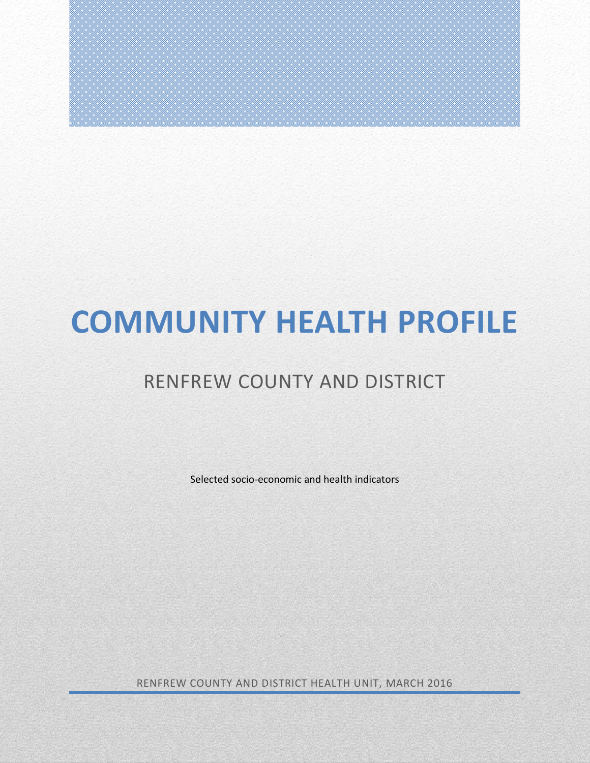# COMMUNITY HEALTH PROFILE

## RENFREW COUNTY AND DISTRICT

Selected socio-economic and health indicators

RENFREW COUNTY AND DISTRICT HEALTH UNIT, MARCH 2016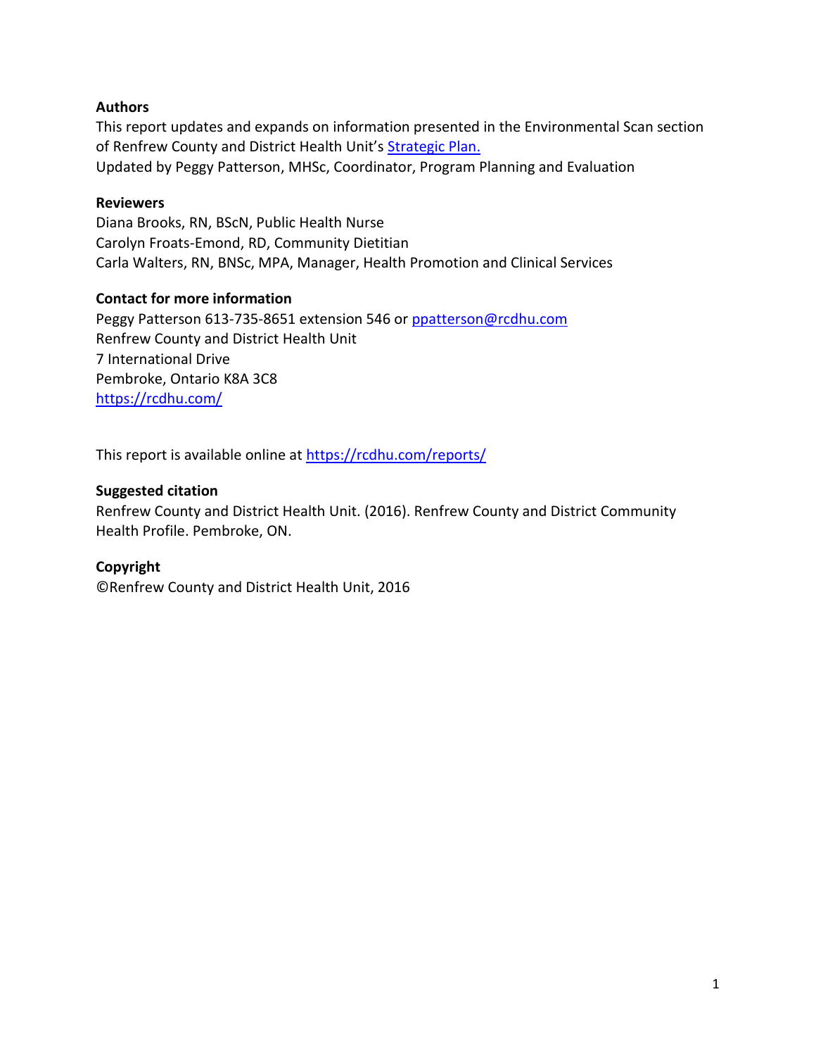### Authors

This report updates and expands on information presented in the Environmental Scan section of Renfrew County and District Health Unit's [Strategic Plan.](#)

Updated by Peggy Patterson, MHSc, Coordinator, Program Planning and Evaluation

### Reviewers

Diana Brooks, RN, BScN, Public Health Nurse

Carolyn Froats-Emond, RD, Community Dietitian

Carla Walters, RN, BNSc, MPA, Manager, Health Promotion and Clinical Services

### Contact for more information

Peggy Patterson 613-735-8651 extension 546 or [ppatterson@rcdhu.com](mailto:ppatterson@rcdhu.com)

Renfrew County and District Health Unit

7 International Drive

Pembroke, Ontario K8A 3C8

[https://rcdhu.com/](https://rcdhu.com/)

This report is available online at [https://rcdhu.com/reports/](https://rcdhu.com/reports/)

### Suggested citation

Renfrew County and District Health Unit. (2016). Renfrew County and District Community Health Profile. Pembroke, ON.

### Copyright

©Renfrew County and District Health Unit, 2016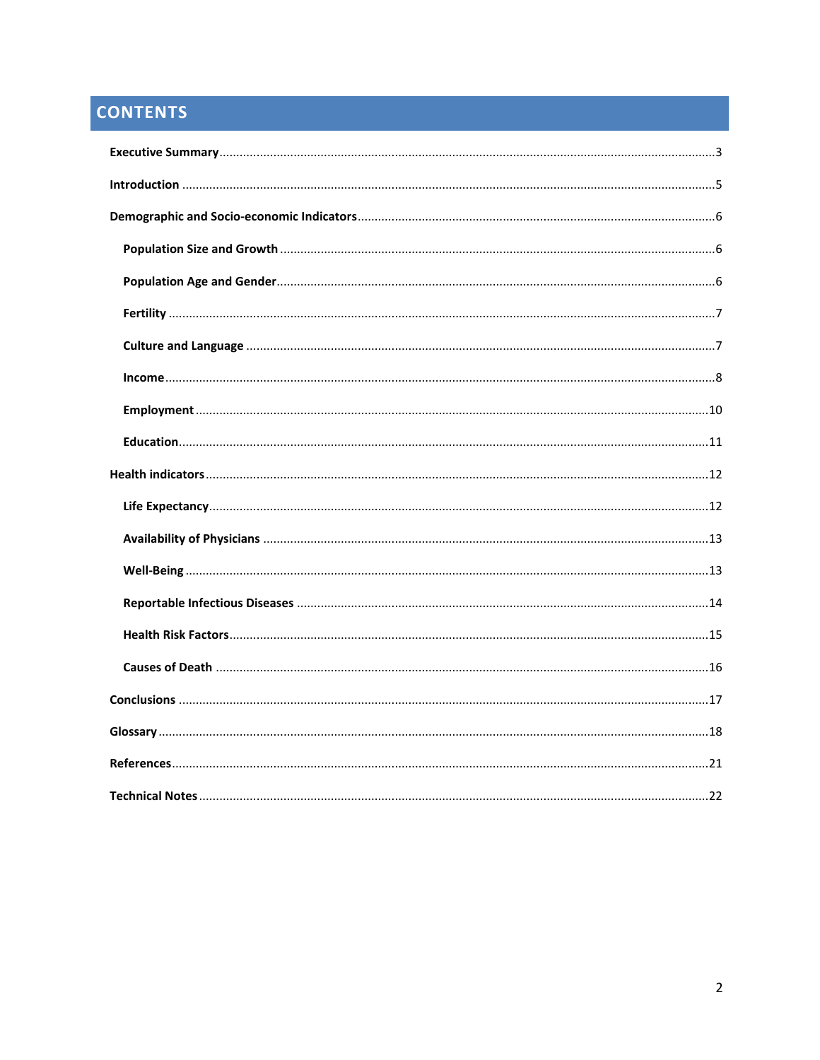# CONTENTS

**Executive Summary** ... 3

**Introduction** ... 5

**Demographic and Socio-economic Indicators** ... 6

- **Population Size and Growth** ... 6
- **Population Age and Gender** ... 6
- **Fertility** ... 7
- **Culture and Language** ... 7
- **Income** ... 8
- **Employment** ... 10
- **Education** ... 11

**Health indicators** ... 12

- **Life Expectancy** ... 12
- **Availability of Physicians** ... 13
- **Well-Being** ... 13
- **Reportable Infectious Diseases** ... 14
- **Health Risk Factors** ... 15
- **Causes of Death** ... 16

**Conclusions** ... 17

**Glossary** ... 18

**References** ... 21

**Technical Notes** ... 22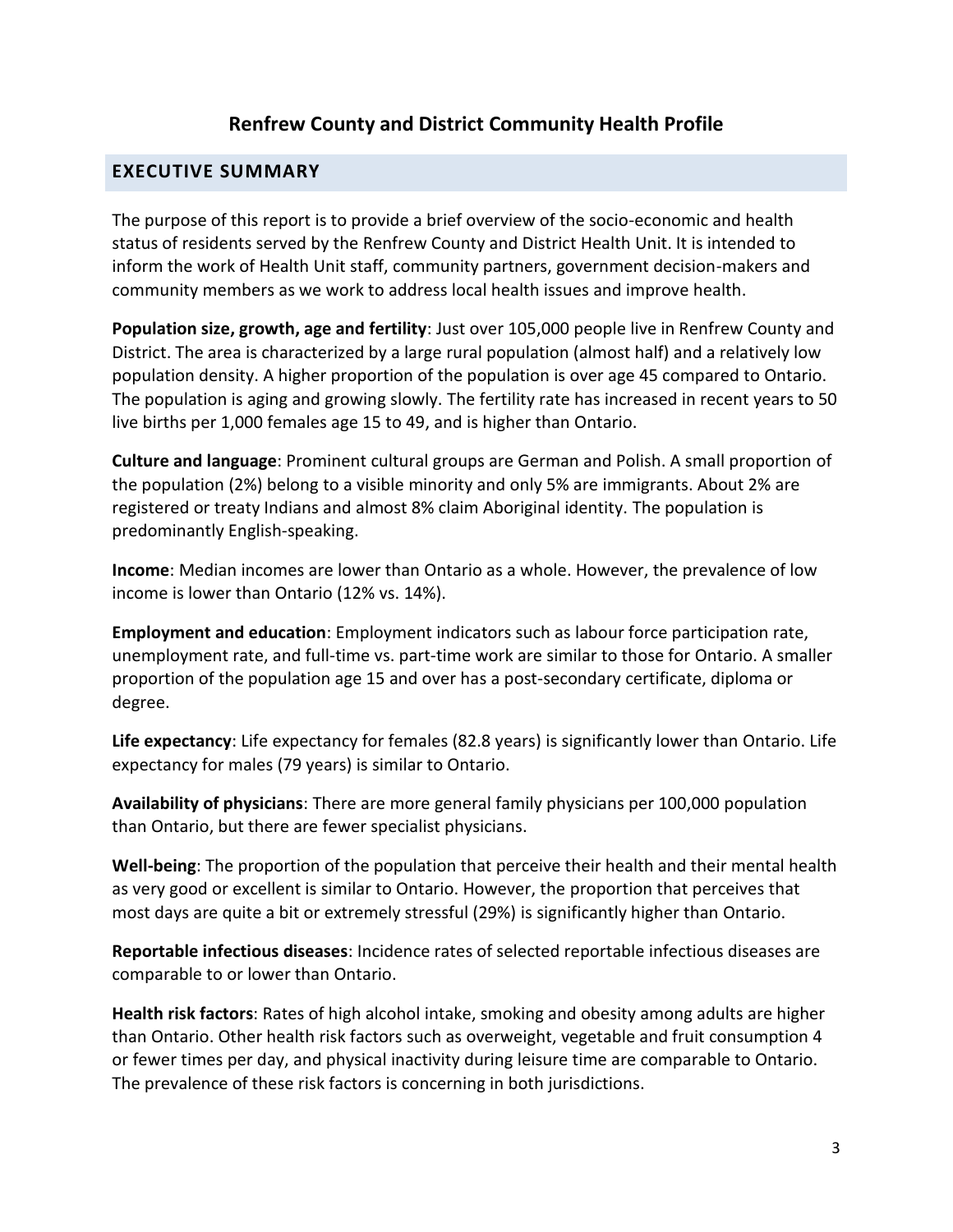# Renfrew County and District Community Health Profile

## EXECUTIVE SUMMARY

The purpose of this report is to provide a brief overview of the socio-economic and health status of residents served by the Renfrew County and District Health Unit. It is intended to inform the work of Health Unit staff, community partners, government decision-makers and community members as we work to address local health issues and improve health.

**Population size, growth, age and fertility**: Just over 105,000 people live in Renfrew County and District. The area is characterized by a large rural population (almost half) and a relatively low population density. A higher proportion of the population is over age 45 compared to Ontario. The population is aging and growing slowly. The fertility rate has increased in recent years to 50 live births per 1,000 females age 15 to 49, and is higher than Ontario.

**Culture and language**: Prominent cultural groups are German and Polish. A small proportion of the population (2%) belong to a visible minority and only 5% are immigrants. About 2% are registered or treaty Indians and almost 8% claim Aboriginal identity. The population is predominantly English-speaking.

**Income**: Median incomes are lower than Ontario as a whole. However, the prevalence of low income is lower than Ontario (12% vs. 14%).

**Employment and education**: Employment indicators such as labour force participation rate, unemployment rate, and full-time vs. part-time work are similar to those for Ontario. A smaller proportion of the population age 15 and over has a post-secondary certificate, diploma or degree.

**Life expectancy**: Life expectancy for females (82.8 years) is significantly lower than Ontario. Life expectancy for males (79 years) is similar to Ontario.

**Availability of physicians**: There are more general family physicians per 100,000 population than Ontario, but there are fewer specialist physicians.

**Well-being**: The proportion of the population that perceive their health and their mental health as very good or excellent is similar to Ontario. However, the proportion that perceives that most days are quite a bit or extremely stressful (29%) is significantly higher than Ontario.

**Reportable infectious diseases**: Incidence rates of selected reportable infectious diseases are comparable to or lower than Ontario.

**Health risk factors**: Rates of high alcohol intake, smoking and obesity among adults are higher than Ontario. Other health risk factors such as overweight, vegetable and fruit consumption 4 or fewer times per day, and physical inactivity during leisure time are comparable to Ontario. The prevalence of these risk factors is concerning in both jurisdictions.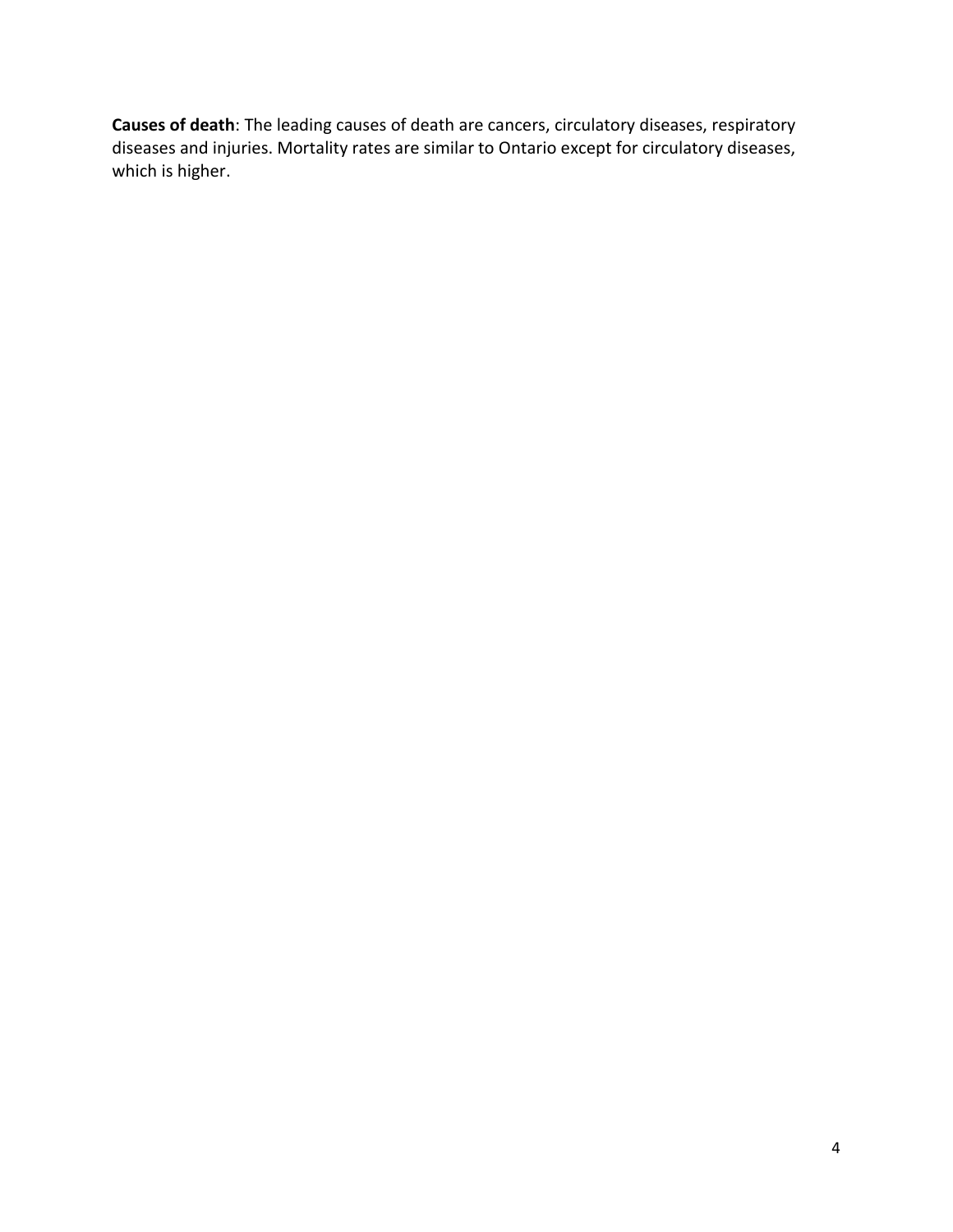**Causes of death**: The leading causes of death are cancers, circulatory diseases, respiratory diseases and injuries. Mortality rates are similar to Ontario except for circulatory diseases, which is higher.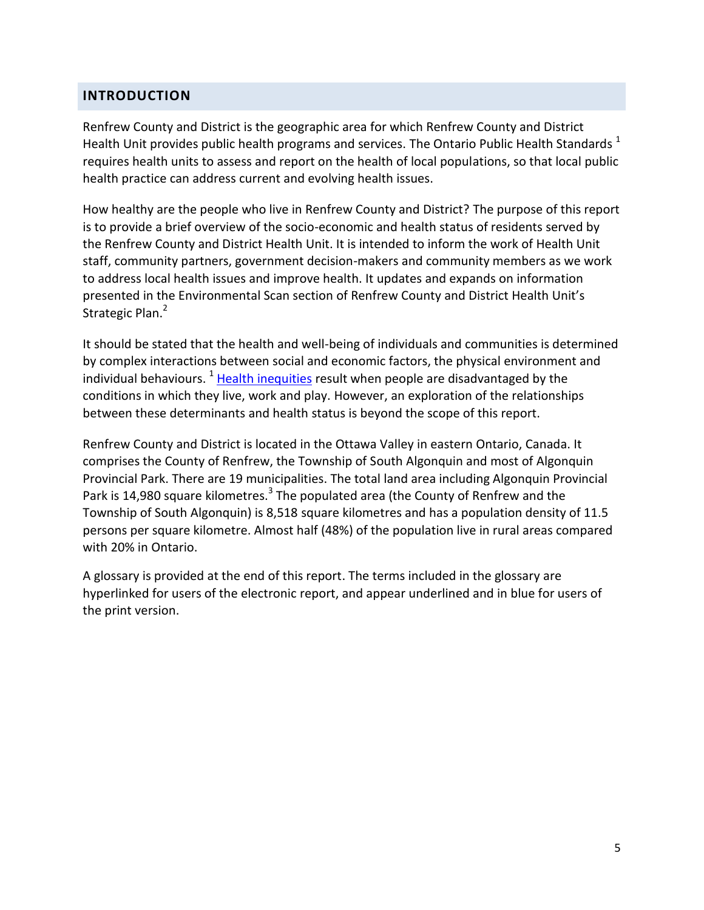## INTRODUCTION

Renfrew County and District is the geographic area for which Renfrew County and District Health Unit provides public health programs and services. The Ontario Public Health Standards [1] requires health units to assess and report on the health of local populations, so that local public health practice can address current and evolving health issues.

How healthy are the people who live in Renfrew County and District? The purpose of this report is to provide a brief overview of the socio-economic and health status of residents served by the Renfrew County and District Health Unit. It is intended to inform the work of Health Unit staff, community partners, government decision-makers and community members as we work to address local health issues and improve health. It updates and expands on information presented in the Environmental Scan section of Renfrew County and District Health Unit's Strategic Plan.[2]

It should be stated that the health and well-being of individuals and communities is determined by complex interactions between social and economic factors, the physical environment and individual behaviours. [1] Health inequities result when people are disadvantaged by the conditions in which they live, work and play. However, an exploration of the relationships between these determinants and health status is beyond the scope of this report.

Renfrew County and District is located in the Ottawa Valley in eastern Ontario, Canada. It comprises the County of Renfrew, the Township of South Algonquin and most of Algonquin Provincial Park. There are 19 municipalities. The total land area including Algonquin Provincial Park is 14,980 square kilometres.[3] The populated area (the County of Renfrew and the Township of South Algonquin) is 8,518 square kilometres and has a population density of 11.5 persons per square kilometre. Almost half (48%) of the population live in rural areas compared with 20% in Ontario.

A glossary is provided at the end of this report. The terms included in the glossary are hyperlinked for users of the electronic report, and appear underlined and in blue for users of the print version.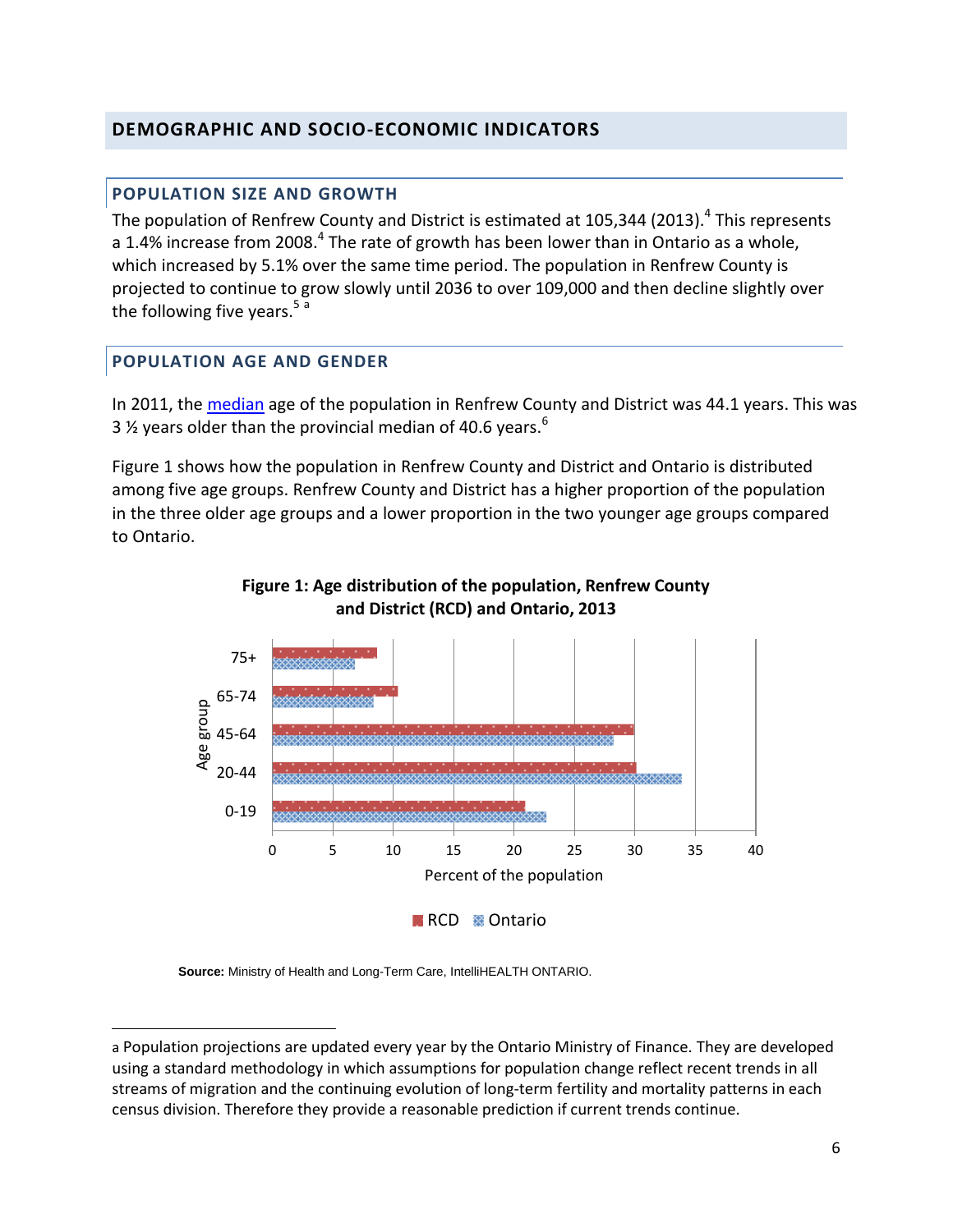# DEMOGRAPHIC AND SOCIO-ECONOMIC INDICATORS

## POPULATION SIZE AND GROWTH

The population of Renfrew County and District is estimated at 105,344 (2013).[4] This represents a 1.4% increase from 2008.[4] The rate of growth has been lower than in Ontario as a whole, which increased by 5.1% over the same time period. The population in Renfrew County is projected to continue to grow slowly until 2036 to over 109,000 and then decline slightly over the following five years.[5 a]

## POPULATION AGE AND GENDER

In 2011, the median age of the population in Renfrew County and District was 44.1 years. This was 3 ½ years older than the provincial median of 40.6 years.[6]

Figure 1 shows how the population in Renfrew County and District and Ontario is distributed among five age groups. Renfrew County and District has a higher proportion of the population in the three older age groups and a lower proportion in the two younger age groups compared to Ontario.

**Figure 1: Age distribution of the population, Renfrew County and District (RCD) and Ontario, 2013**

**Source:** Ministry of Health and Long-Term Care, IntelliHEALTH ONTARIO.

---

a Population projections are updated every year by the Ontario Ministry of Finance. They are developed using a standard methodology in which assumptions for population change reflect recent trends in all streams of migration and the continuing evolution of long-term fertility and mortality patterns in each census division. Therefore they provide a reasonable prediction if current trends continue.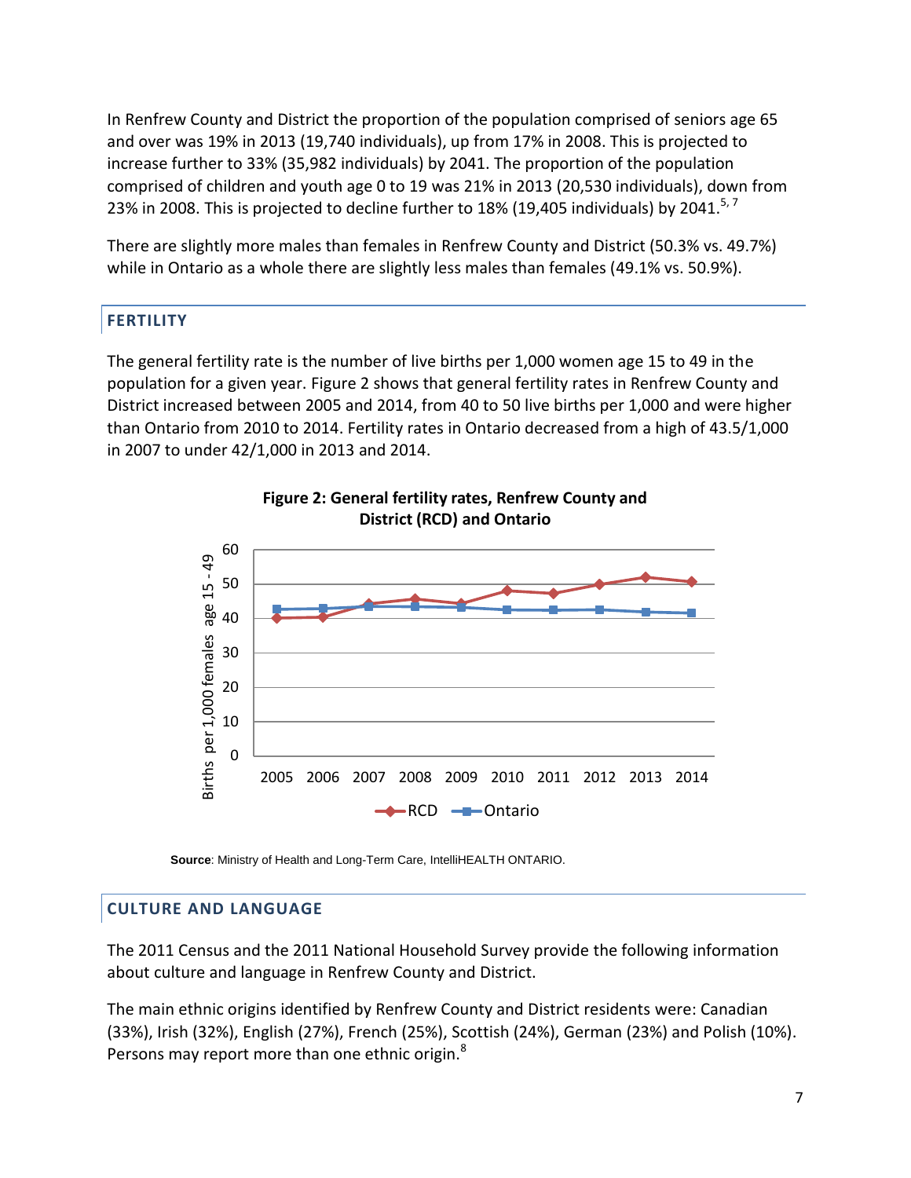In Renfrew County and District the proportion of the population comprised of seniors age 65 and over was 19% in 2013 (19,740 individuals), up from 17% in 2008. This is projected to increase further to 33% (35,982 individuals) by 2041. The proportion of the population comprised of children and youth age 0 to 19 was 21% in 2013 (20,530 individuals), down from 23% in 2008. This is projected to decline further to 18% (19,405 individuals) by 2041.[5, 7]

There are slightly more males than females in Renfrew County and District (50.3% vs. 49.7%) while in Ontario as a whole there are slightly less males than females (49.1% vs. 50.9%).

## FERTILITY

The general fertility rate is the number of live births per 1,000 women age 15 to 49 in the population for a given year. Figure 2 shows that general fertility rates in Renfrew County and District increased between 2005 and 2014, from 40 to 50 live births per 1,000 and were higher than Ontario from 2010 to 2014. Fertility rates in Ontario decreased from a high of 43.5/1,000 in 2007 to under 42/1,000 in 2013 and 2014.

**Figure 2: General fertility rates, Renfrew County and District (RCD) and Ontario**

**Source**: Ministry of Health and Long-Term Care, IntelliHEALTH ONTARIO.

## CULTURE AND LANGUAGE

The 2011 Census and the 2011 National Household Survey provide the following information about culture and language in Renfrew County and District.

The main ethnic origins identified by Renfrew County and District residents were: Canadian (33%), Irish (32%), English (27%), French (25%), Scottish (24%), German (23%) and Polish (10%). Persons may report more than one ethnic origin.[8]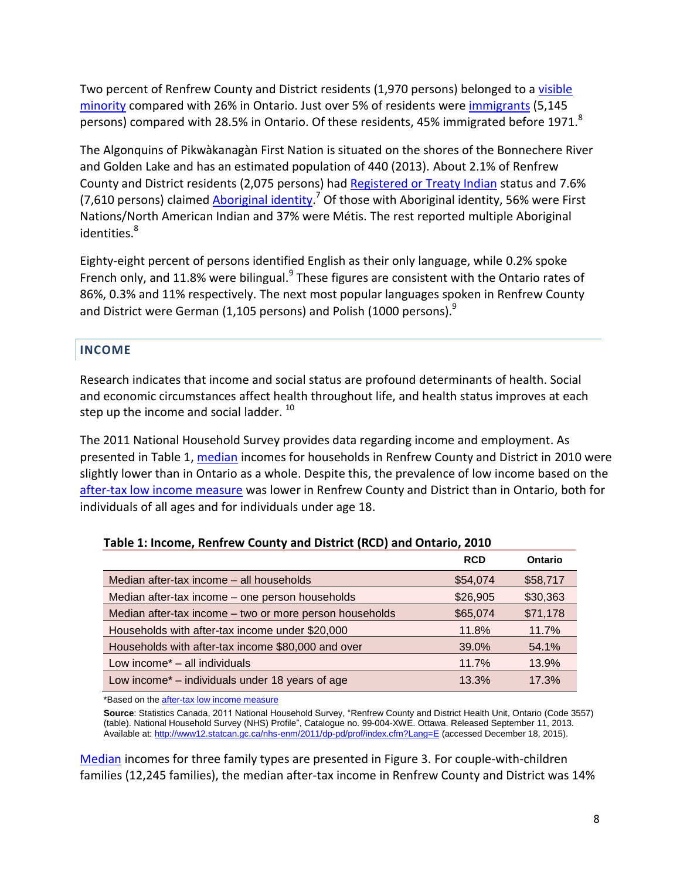Two percent of Renfrew County and District residents (1,970 persons) belonged to a visible minority compared with 26% in Ontario. Just over 5% of residents were immigrants (5,145 persons) compared with 28.5% in Ontario. Of these residents, 45% immigrated before 1971.[8]

The Algonquins of Pikwàkanagàn First Nation is situated on the shores of the Bonnechere River and Golden Lake and has an estimated population of 440 (2013). About 2.1% of Renfrew County and District residents (2,075 persons) had Registered or Treaty Indian status and 7.6% (7,610 persons) claimed Aboriginal identity.[7] Of those with Aboriginal identity, 56% were First Nations/North American Indian and 37% were Métis. The rest reported multiple Aboriginal identities.[8]

Eighty-eight percent of persons identified English as their only language, while 0.2% spoke French only, and 11.8% were bilingual.[9] These figures are consistent with the Ontario rates of 86%, 0.3% and 11% respectively. The next most popular languages spoken in Renfrew County and District were German (1,105 persons) and Polish (1000 persons).[9]

## INCOME

Research indicates that income and social status are profound determinants of health. Social and economic circumstances affect health throughout life, and health status improves at each step up the income and social ladder. [10]

The 2011 National Household Survey provides data regarding income and employment. As presented in Table 1, median incomes for households in Renfrew County and District in 2010 were slightly lower than in Ontario as a whole. Despite this, the prevalence of low income based on the after-tax low income measure was lower in Renfrew County and District than in Ontario, both for individuals of all ages and for individuals under age 18.

**Table 1: Income, Renfrew County and District (RCD) and Ontario, 2010**

| | RCD | Ontario |
|---|---|---|
| Median after-tax income – all households | $54,074 | $58,717 |
| Median after-tax income – one person households | $26,905 | $30,363 |
| Median after-tax income – two or more person households | $65,074 | $71,178 |
| Households with after-tax income under $20,000 | 11.8% | 11.7% |
| Households with after-tax income $80,000 and over | 39.0% | 54.1% |
| Low income* – all individuals | 11.7% | 13.9% |
| Low income* – individuals under 18 years of age | 13.3% | 17.3% |

*Based on the after-tax low income measure

**Source**: Statistics Canada, 2011 National Household Survey, "Renfrew County and District Health Unit, Ontario (Code 3557) (table). National Household Survey (NHS) Profile", Catalogue no. 99-004-XWE. Ottawa. Released September 11, 2013. Available at: http://www12.statcan.gc.ca/nhs-enm/2011/dp-pd/prof/index.cfm?Lang=E (accessed December 18, 2015).

Median incomes for three family types are presented in Figure 3. For couple-with-children families (12,245 families), the median after-tax income in Renfrew County and District was 14%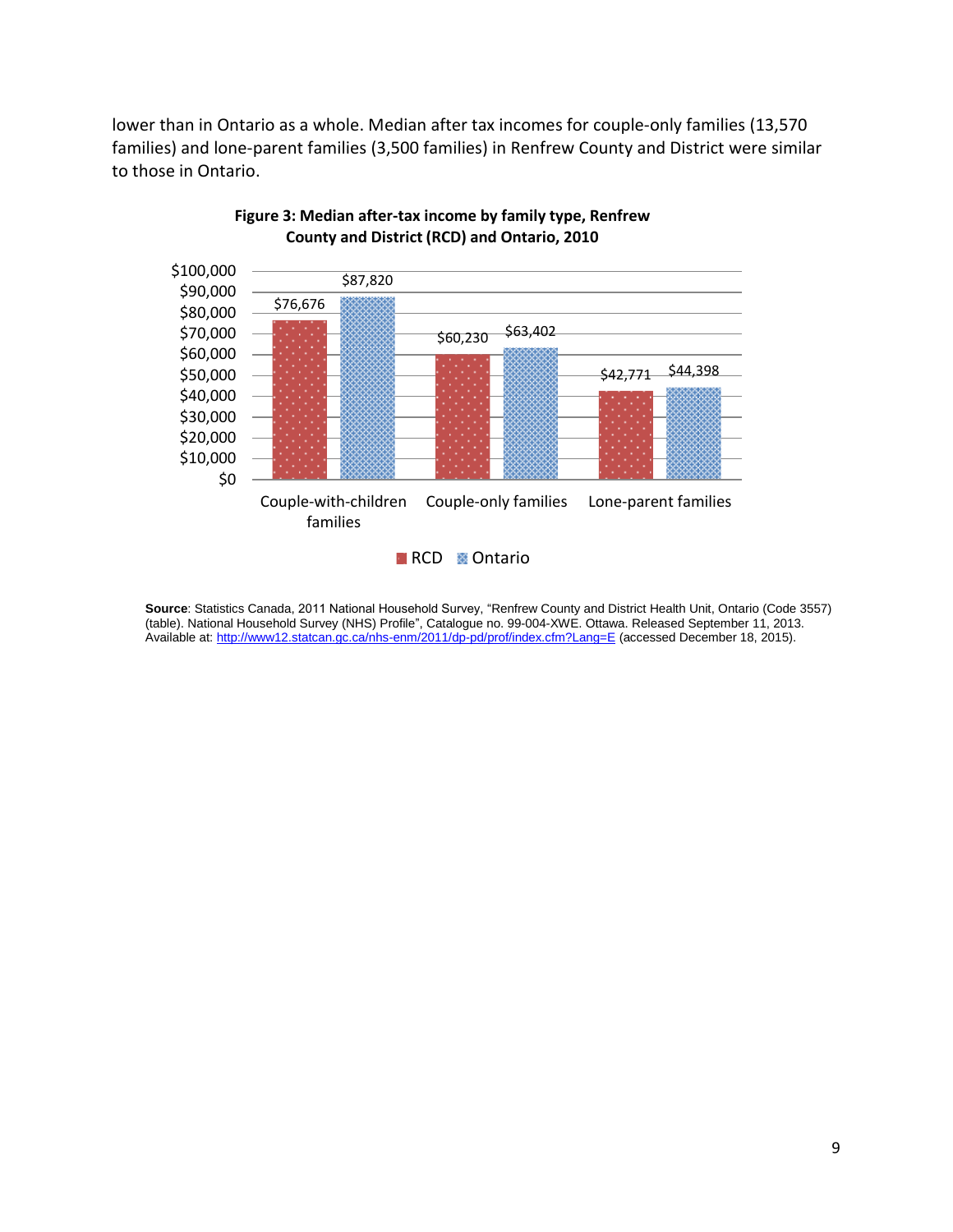lower than in Ontario as a whole. Median after tax incomes for couple-only families (13,570 families) and lone-parent families (3,500 families) in Renfrew County and District were similar to those in Ontario.

**Figure 3: Median after-tax income by family type, Renfrew County and District (RCD) and Ontario, 2010**

| Family type | RCD | Ontario |
|---|---|---|
| Couple-with-children families | $76,676 | $87,820 |
| Couple-only families | $60,230 | $63,402 |
| Lone-parent families | $42,771 | $44,398 |

**Source**: Statistics Canada, 2011 National Household Survey, "Renfrew County and District Health Unit, Ontario (Code 3557) (table). National Household Survey (NHS) Profile", Catalogue no. 99-004-XWE. Ottawa. Released September 11, 2013. Available at: http://www12.statcan.gc.ca/nhs-enm/2011/dp-pd/prof/index.cfm?Lang=E (accessed December 18, 2015).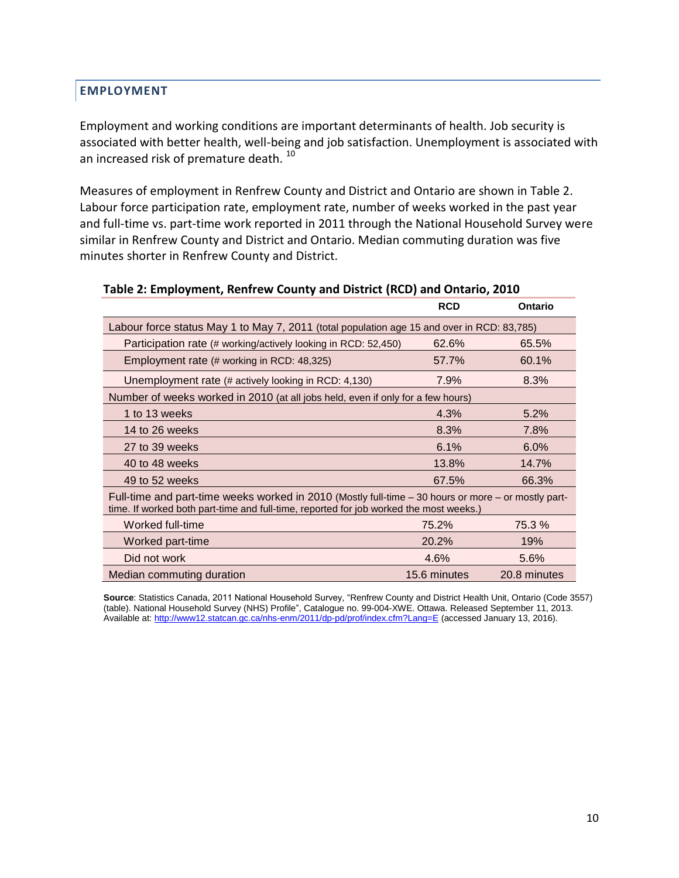## EMPLOYMENT

Employment and working conditions are important determinants of health. Job security is associated with better health, well-being and job satisfaction. Unemployment is associated with an increased risk of premature death. [10]

Measures of employment in Renfrew County and District and Ontario are shown in Table 2. Labour force participation rate, employment rate, number of weeks worked in the past year and full-time vs. part-time work reported in 2011 through the National Household Survey were similar in Renfrew County and District and Ontario. Median commuting duration was five minutes shorter in Renfrew County and District.

**Table 2: Employment, Renfrew County and District (RCD) and Ontario, 2010**

| | RCD | Ontario |
|---|---|---|
| Labour force status May 1 to May 7, 2011 (total population age 15 and over in RCD: 83,785) | | |
| Participation rate (# working/actively looking in RCD: 52,450) | 62.6% | 65.5% |
| Employment rate (# working in RCD: 48,325) | 57.7% | 60.1% |
| Unemployment rate (# actively looking in RCD: 4,130) | 7.9% | 8.3% |
| Number of weeks worked in 2010 (at all jobs held, even if only for a few hours) | | |
| 1 to 13 weeks | 4.3% | 5.2% |
| 14 to 26 weeks | 8.3% | 7.8% |
| 27 to 39 weeks | 6.1% | 6.0% |
| 40 to 48 weeks | 13.8% | 14.7% |
| 49 to 52 weeks | 67.5% | 66.3% |
| Full-time and part-time weeks worked in 2010 (Mostly full-time – 30 hours or more – or mostly part-time. If worked both part-time and full-time, reported for job worked the most weeks.) | | |
| Worked full-time | 75.2% | 75.3 % |
| Worked part-time | 20.2% | 19% |
| Did not work | 4.6% | 5.6% |
| Median commuting duration | 15.6 minutes | 20.8 minutes |

**Source**: Statistics Canada, 2011 National Household Survey, "Renfrew County and District Health Unit, Ontario (Code 3557) (table). National Household Survey (NHS) Profile", Catalogue no. 99-004-XWE. Ottawa. Released September 11, 2013. Available at: http://www12.statcan.gc.ca/nhs-enm/2011/dp-pd/prof/index.cfm?Lang=E (accessed January 13, 2016).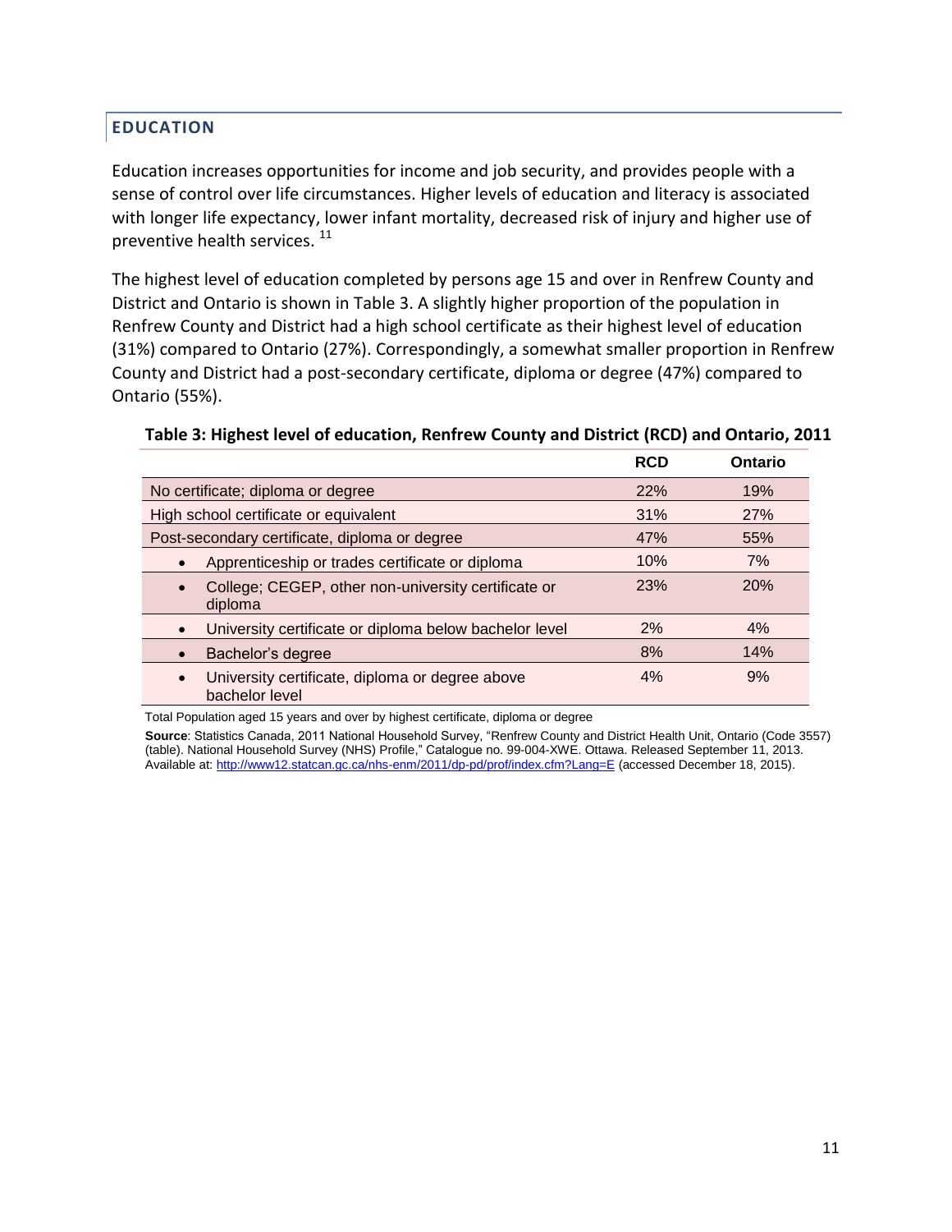## EDUCATION

Education increases opportunities for income and job security, and provides people with a sense of control over life circumstances. Higher levels of education and literacy is associated with longer life expectancy, lower infant mortality, decreased risk of injury and higher use of preventive health services. [11]

The highest level of education completed by persons age 15 and over in Renfrew County and District and Ontario is shown in Table 3. A slightly higher proportion of the population in Renfrew County and District had a high school certificate as their highest level of education (31%) compared to Ontario (27%). Correspondingly, a somewhat smaller proportion in Renfrew County and District had a post-secondary certificate, diploma or degree (47%) compared to Ontario (55%).

**Table 3: Highest level of education, Renfrew County and District (RCD) and Ontario, 2011**

| | RCD | Ontario |
|---|---|---|
| No certificate; diploma or degree | 22% | 19% |
| High school certificate or equivalent | 31% | 27% |
| Post-secondary certificate, diploma or degree | 47% | 55% |
| • Apprenticeship or trades certificate or diploma | 10% | 7% |
| • College; CEGEP, other non-university certificate or diploma | 23% | 20% |
| • University certificate or diploma below bachelor level | 2% | 4% |
| • Bachelor's degree | 8% | 14% |
| • University certificate, diploma or degree above bachelor level | 4% | 9% |

Total Population aged 15 years and over by highest certificate, diploma or degree

**Source**: Statistics Canada, 2011 National Household Survey, "Renfrew County and District Health Unit, Ontario (Code 3557) (table). National Household Survey (NHS) Profile," Catalogue no. 99-004-XWE. Ottawa. Released September 11, 2013. Available at: http://www12.statcan.gc.ca/nhs-enm/2011/dp-pd/prof/index.cfm?Lang=E (accessed December 18, 2015).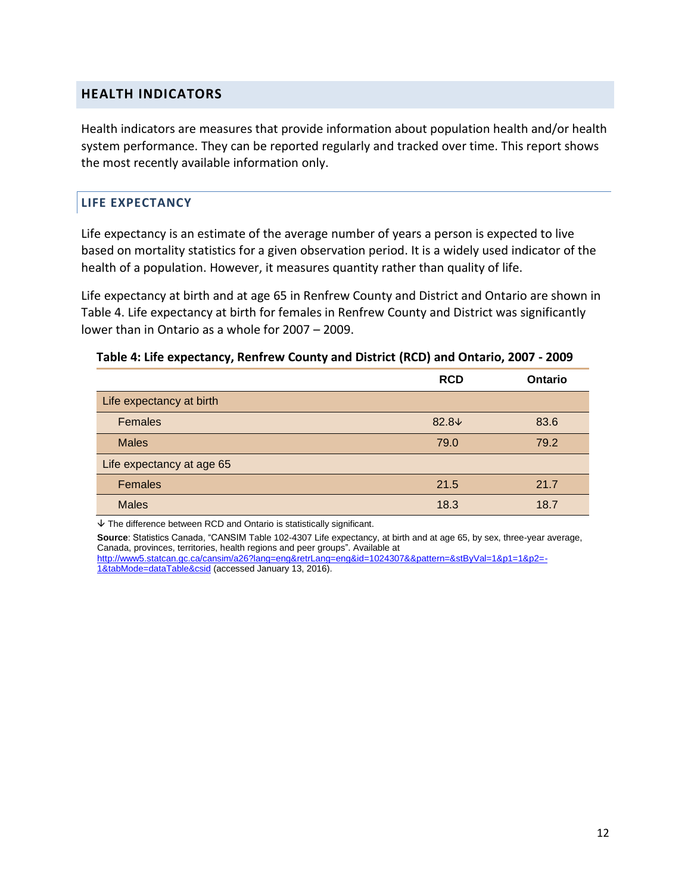## HEALTH INDICATORS

Health indicators are measures that provide information about population health and/or health system performance. They can be reported regularly and tracked over time. This report shows the most recently available information only.

### LIFE EXPECTANCY

Life expectancy is an estimate of the average number of years a person is expected to live based on mortality statistics for a given observation period. It is a widely used indicator of the health of a population. However, it measures quantity rather than quality of life.

Life expectancy at birth and at age 65 in Renfrew County and District and Ontario are shown in Table 4. Life expectancy at birth for females in Renfrew County and District was significantly lower than in Ontario as a whole for 2007 – 2009.

**Table 4: Life expectancy, Renfrew County and District (RCD) and Ontario, 2007 - 2009**

| | RCD | Ontario |
|---|---|---|
| Life expectancy at birth | | |
| Females | 82.8↓ | 83.6 |
| Males | 79.0 | 79.2 |
| Life expectancy at age 65 | | |
| Females | 21.5 | 21.7 |
| Males | 18.3 | 18.7 |

↓ The difference between RCD and Ontario is statistically significant.

**Source**: Statistics Canada, "CANSIM Table 102-4307 Life expectancy, at birth and at age 65, by sex, three-year average, Canada, provinces, territories, health regions and peer groups". Available at http://www5.statcan.gc.ca/cansim/a26?lang=eng&retrLang=eng&id=1024307&&pattern=&stByVal=1&p1=1&p2=-1&tabMode=dataTable&csid (accessed January 13, 2016).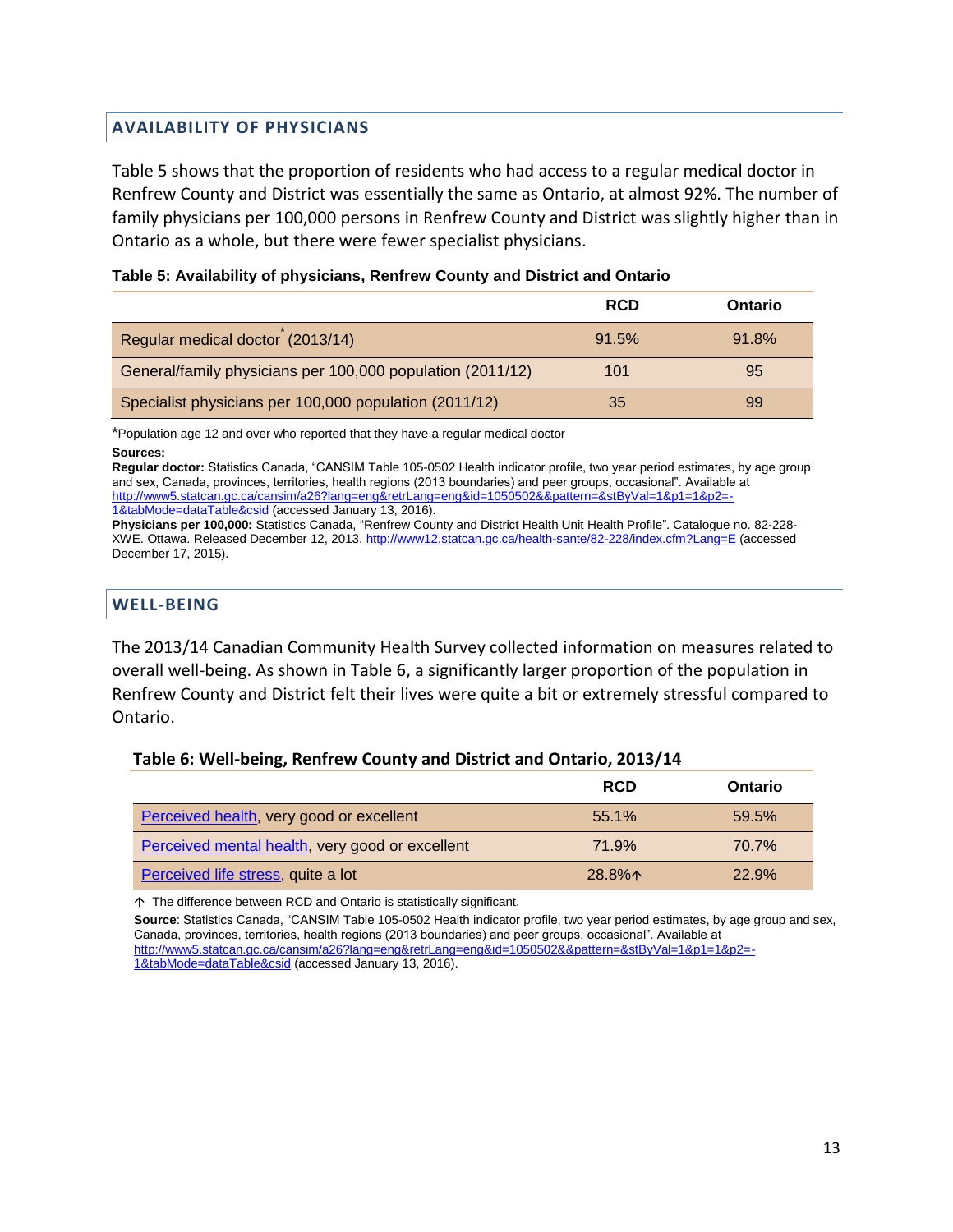## AVAILABILITY OF PHYSICIANS

Table 5 shows that the proportion of residents who had access to a regular medical doctor in Renfrew County and District was essentially the same as Ontario, at almost 92%. The number of family physicians per 100,000 persons in Renfrew County and District was slightly higher than in Ontario as a whole, but there were fewer specialist physicians.

**Table 5: Availability of physicians, Renfrew County and District and Ontario**

| | RCD | Ontario |
|---|---|---|
| Regular medical doctor* (2013/14) | 91.5% | 91.8% |
| General/family physicians per 100,000 population (2011/12) | 101 | 95 |
| Specialist physicians per 100,000 population (2011/12) | 35 | 99 |

*Population age 12 and over who reported that they have a regular medical doctor

**Sources:**
**Regular doctor:** Statistics Canada, "CANSIM Table 105-0502 Health indicator profile, two year period estimates, by age group and sex, Canada, provinces, territories, health regions (2013 boundaries) and peer groups, occasional". Available at http://www5.statcan.gc.ca/cansim/a26?lang=eng&retrLang=eng&id=1050502&&pattern=&stByVal=1&p1=1&p2=-1&tabMode=dataTable&csid (accessed January 13, 2016).
**Physicians per 100,000:** Statistics Canada, "Renfrew County and District Health Unit Health Profile". Catalogue no. 82-228-XWE. Ottawa. Released December 12, 2013. http://www12.statcan.gc.ca/health-sante/82-228/index.cfm?Lang=E (accessed December 17, 2015).

## WELL-BEING

The 2013/14 Canadian Community Health Survey collected information on measures related to overall well-being. As shown in Table 6, a significantly larger proportion of the population in Renfrew County and District felt their lives were quite a bit or extremely stressful compared to Ontario.

**Table 6: Well-being, Renfrew County and District and Ontario, 2013/14**

| | RCD | Ontario |
|---|---|---|
| Perceived health, very good or excellent | 55.1% | 59.5% |
| Perceived mental health, very good or excellent | 71.9% | 70.7% |
| Perceived life stress, quite a lot | 28.8%↑ | 22.9% |

↑ The difference between RCD and Ontario is statistically significant.

**Source**: Statistics Canada, "CANSIM Table 105-0502 Health indicator profile, two year period estimates, by age group and sex, Canada, provinces, territories, health regions (2013 boundaries) and peer groups, occasional". Available at http://www5.statcan.gc.ca/cansim/a26?lang=eng&retrLang=eng&id=1050502&&pattern=&stByVal=1&p1=1&p2=-1&tabMode=dataTable&csid (accessed January 13, 2016).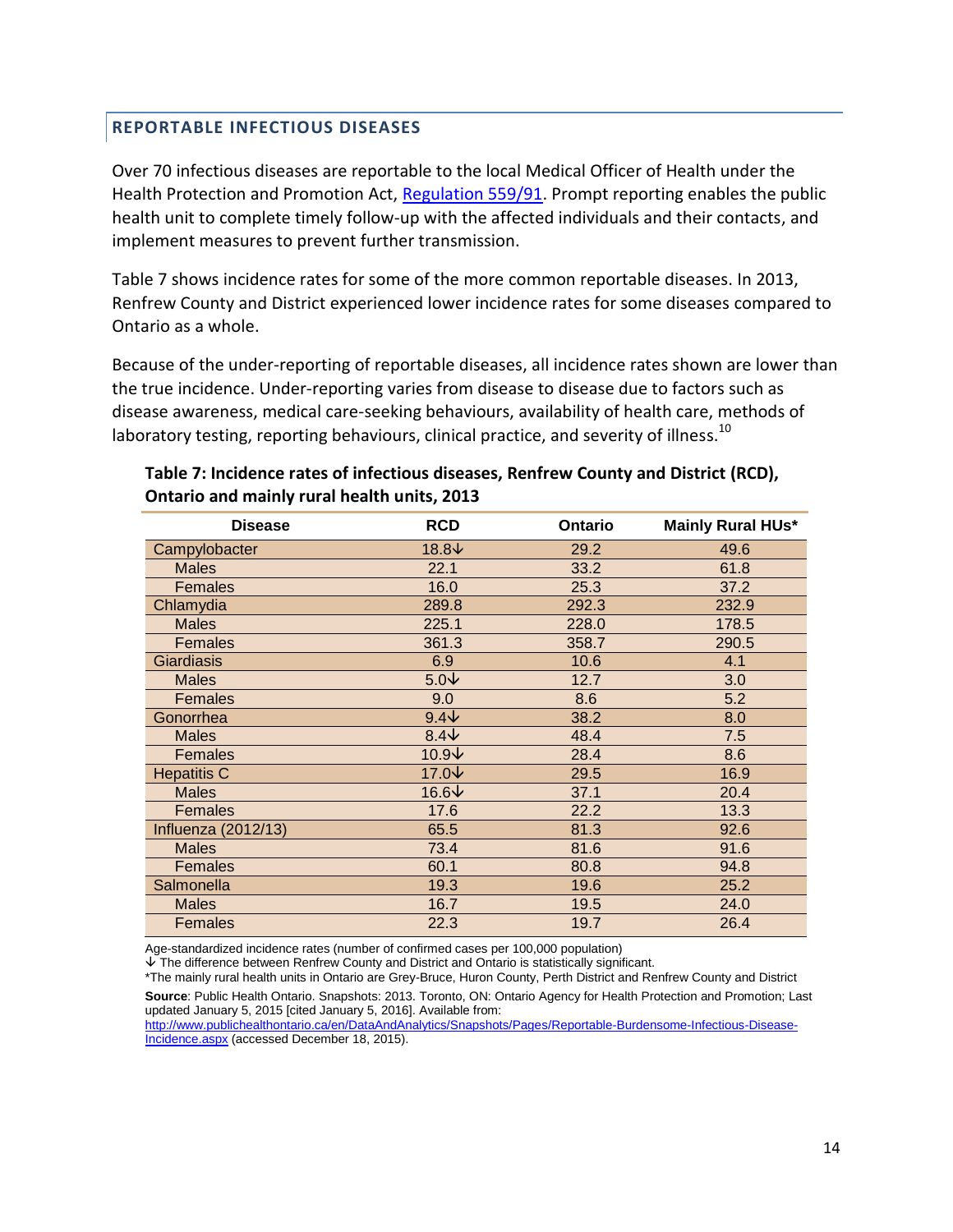## REPORTABLE INFECTIOUS DISEASES

Over 70 infectious diseases are reportable to the local Medical Officer of Health under the Health Protection and Promotion Act, [Regulation 559/91](). Prompt reporting enables the public health unit to complete timely follow-up with the affected individuals and their contacts, and implement measures to prevent further transmission.

Table 7 shows incidence rates for some of the more common reportable diseases. In 2013, Renfrew County and District experienced lower incidence rates for some diseases compared to Ontario as a whole.

Because of the under-reporting of reportable diseases, all incidence rates shown are lower than the true incidence. Under-reporting varies from disease to disease due to factors such as disease awareness, medical care-seeking behaviours, availability of health care, methods of laboratory testing, reporting behaviours, clinical practice, and severity of illness.[10]

**Table 7: Incidence rates of infectious diseases, Renfrew County and District (RCD), Ontario and mainly rural health units, 2013**

| Disease | RCD | Ontario | Mainly Rural HUs* |
|---|---|---|---|
| Campylobacter | 18.8↓ | 29.2 | 49.6 |
| Males | 22.1 | 33.2 | 61.8 |
| Females | 16.0 | 25.3 | 37.2 |
| Chlamydia | 289.8 | 292.3 | 232.9 |
| Males | 225.1 | 228.0 | 178.5 |
| Females | 361.3 | 358.7 | 290.5 |
| Giardiasis | 6.9 | 10.6 | 4.1 |
| Males | 5.0↓ | 12.7 | 3.0 |
| Females | 9.0 | 8.6 | 5.2 |
| Gonorrhea | 9.4↓ | 38.2 | 8.0 |
| Males | 8.4↓ | 48.4 | 7.5 |
| Females | 10.9↓ | 28.4 | 8.6 |
| Hepatitis C | 17.0↓ | 29.5 | 16.9 |
| Males | 16.6↓ | 37.1 | 20.4 |
| Females | 17.6 | 22.2 | 13.3 |
| Influenza (2012/13) | 65.5 | 81.3 | 92.6 |
| Males | 73.4 | 81.6 | 91.6 |
| Females | 60.1 | 80.8 | 94.8 |
| Salmonella | 19.3 | 19.6 | 25.2 |
| Males | 16.7 | 19.5 | 24.0 |
| Females | 22.3 | 19.7 | 26.4 |

Age-standardized incidence rates (number of confirmed cases per 100,000 population)
↓ The difference between Renfrew County and District and Ontario is statistically significant.
*The mainly rural health units in Ontario are Grey-Bruce, Huron County, Perth District and Renfrew County and District

**Source**: Public Health Ontario. Snapshots: 2013. Toronto, ON: Ontario Agency for Health Protection and Promotion; Last updated January 5, 2015 [cited January 5, 2016]. Available from: http://www.publichealthontario.ca/en/DataAndAnalytics/Snapshots/Pages/Reportable-Burdensome-Infectious-Disease-Incidence.aspx (accessed December 18, 2015).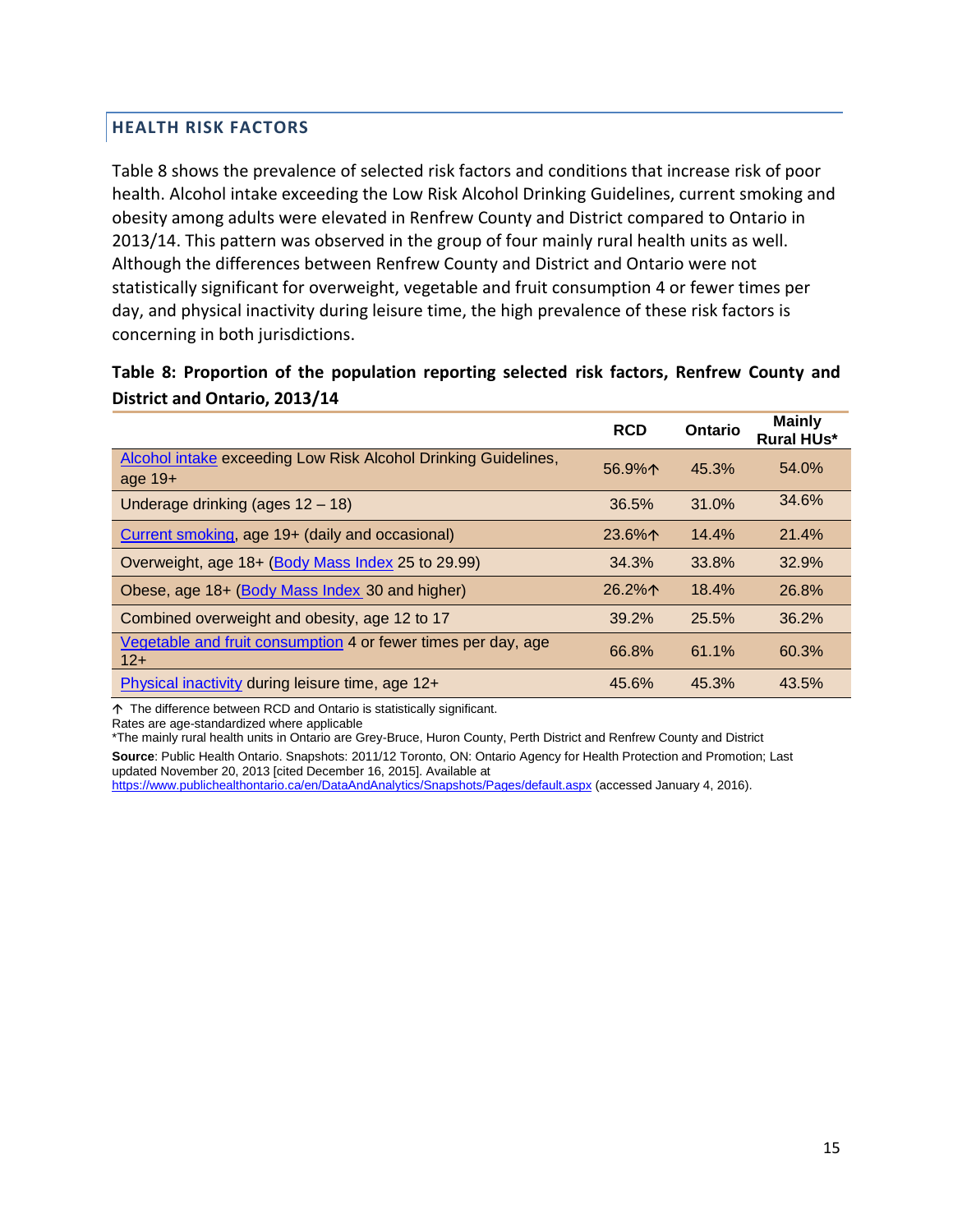## HEALTH RISK FACTORS

Table 8 shows the prevalence of selected risk factors and conditions that increase risk of poor health. Alcohol intake exceeding the Low Risk Alcohol Drinking Guidelines, current smoking and obesity among adults were elevated in Renfrew County and District compared to Ontario in 2013/14. This pattern was observed in the group of four mainly rural health units as well. Although the differences between Renfrew County and District and Ontario were not statistically significant for overweight, vegetable and fruit consumption 4 or fewer times per day, and physical inactivity during leisure time, the high prevalence of these risk factors is concerning in both jurisdictions.

**Table 8: Proportion of the population reporting selected risk factors, Renfrew County and District and Ontario, 2013/14**

| | RCD | Ontario | Mainly Rural HUs* |
|---|---|---|---|
| Alcohol intake exceeding Low Risk Alcohol Drinking Guidelines, age 19+ | 56.9%↑ | 45.3% | 54.0% |
| Underage drinking (ages 12 – 18) | 36.5% | 31.0% | 34.6% |
| Current smoking, age 19+ (daily and occasional) | 23.6%↑ | 14.4% | 21.4% |
| Overweight, age 18+ (Body Mass Index 25 to 29.99) | 34.3% | 33.8% | 32.9% |
| Obese, age 18+ (Body Mass Index 30 and higher) | 26.2%↑ | 18.4% | 26.8% |
| Combined overweight and obesity, age 12 to 17 | 39.2% | 25.5% | 36.2% |
| Vegetable and fruit consumption 4 or fewer times per day, age 12+ | 66.8% | 61.1% | 60.3% |
| Physical inactivity during leisure time, age 12+ | 45.6% | 45.3% | 43.5% |

↑ The difference between RCD and Ontario is statistically significant.
Rates are age-standardized where applicable
*The mainly rural health units in Ontario are Grey-Bruce, Huron County, Perth District and Renfrew County and District

**Source**: Public Health Ontario. Snapshots: 2011/12 Toronto, ON: Ontario Agency for Health Protection and Promotion; Last updated November 20, 2013 [cited December 16, 2015]. Available at https://www.publichealthontario.ca/en/DataAndAnalytics/Snapshots/Pages/default.aspx (accessed January 4, 2016).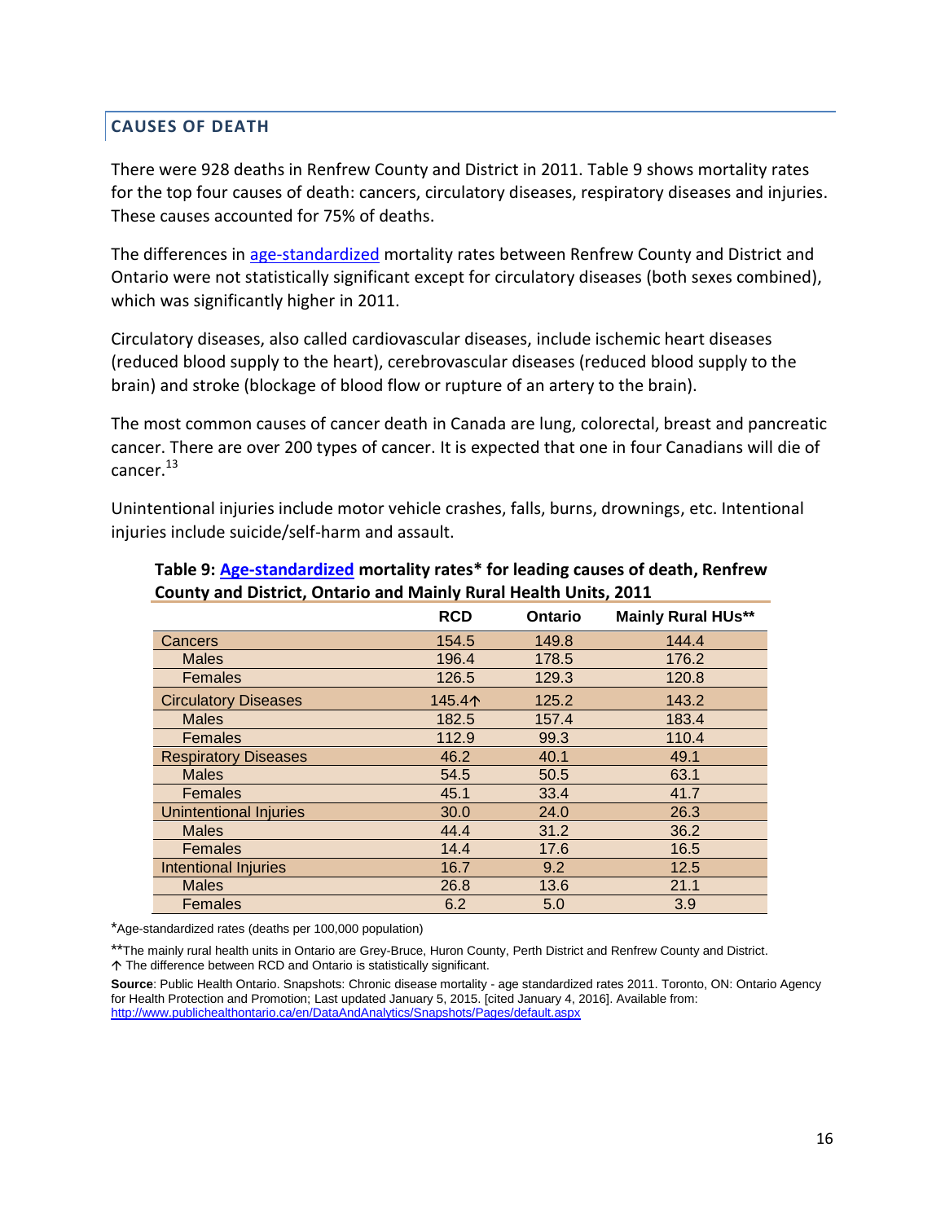## CAUSES OF DEATH

There were 928 deaths in Renfrew County and District in 2011. Table 9 shows mortality rates for the top four causes of death: cancers, circulatory diseases, respiratory diseases and injuries. These causes accounted for 75% of deaths.

The differences in age-standardized mortality rates between Renfrew County and District and Ontario were not statistically significant except for circulatory diseases (both sexes combined), which was significantly higher in 2011.

Circulatory diseases, also called cardiovascular diseases, include ischemic heart diseases (reduced blood supply to the heart), cerebrovascular diseases (reduced blood supply to the brain) and stroke (blockage of blood flow or rupture of an artery to the brain).

The most common causes of cancer death in Canada are lung, colorectal, breast and pancreatic cancer. There are over 200 types of cancer. It is expected that one in four Canadians will die of cancer.[13]

Unintentional injuries include motor vehicle crashes, falls, burns, drownings, etc. Intentional injuries include suicide/self-harm and assault.

**Table 9: Age-standardized mortality rates* for leading causes of death, Renfrew County and District, Ontario and Mainly Rural Health Units, 2011**

| | RCD | Ontario | Mainly Rural HUs** |
|---|---|---|---|
| Cancers | 154.5 | 149.8 | 144.4 |
| Males | 196.4 | 178.5 | 176.2 |
| Females | 126.5 | 129.3 | 120.8 |
| Circulatory Diseases | 145.4↑ | 125.2 | 143.2 |
| Males | 182.5 | 157.4 | 183.4 |
| Females | 112.9 | 99.3 | 110.4 |
| Respiratory Diseases | 46.2 | 40.1 | 49.1 |
| Males | 54.5 | 50.5 | 63.1 |
| Females | 45.1 | 33.4 | 41.7 |
| Unintentional Injuries | 30.0 | 24.0 | 26.3 |
| Males | 44.4 | 31.2 | 36.2 |
| Females | 14.4 | 17.6 | 16.5 |
| Intentional Injuries | 16.7 | 9.2 | 12.5 |
| Males | 26.8 | 13.6 | 21.1 |
| Females | 6.2 | 5.0 | 3.9 |

*Age-standardized rates (deaths per 100,000 population)

**The mainly rural health units in Ontario are Grey-Bruce, Huron County, Perth District and Renfrew County and District.

↑ The difference between RCD and Ontario is statistically significant.

**Source**: Public Health Ontario. Snapshots: Chronic disease mortality - age standardized rates 2011. Toronto, ON: Ontario Agency for Health Protection and Promotion; Last updated January 5, 2015. [cited January 4, 2016]. Available from: http://www.publichealthontario.ca/en/DataAndAnalytics/Snapshots/Pages/default.aspx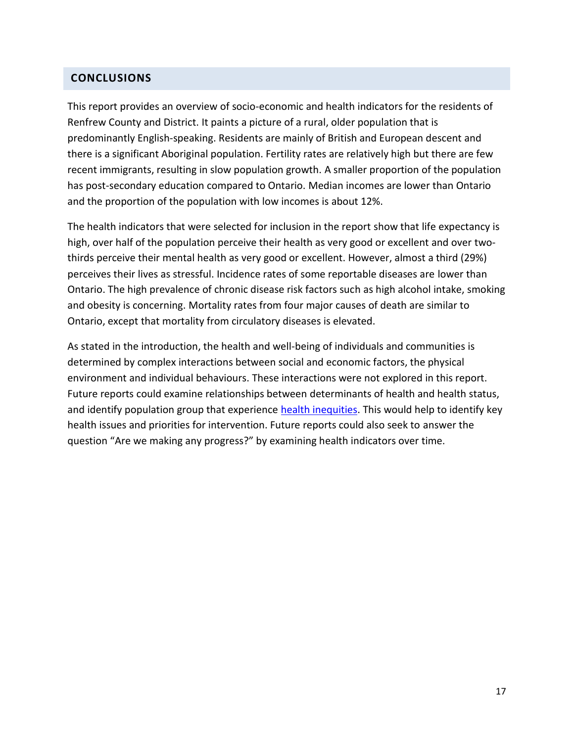## CONCLUSIONS

This report provides an overview of socio-economic and health indicators for the residents of Renfrew County and District. It paints a picture of a rural, older population that is predominantly English-speaking. Residents are mainly of British and European descent and there is a significant Aboriginal population. Fertility rates are relatively high but there are few recent immigrants, resulting in slow population growth. A smaller proportion of the population has post-secondary education compared to Ontario. Median incomes are lower than Ontario and the proportion of the population with low incomes is about 12%.

The health indicators that were selected for inclusion in the report show that life expectancy is high, over half of the population perceive their health as very good or excellent and over two-thirds perceive their mental health as very good or excellent. However, almost a third (29%) perceives their lives as stressful. Incidence rates of some reportable diseases are lower than Ontario. The high prevalence of chronic disease risk factors such as high alcohol intake, smoking and obesity is concerning. Mortality rates from four major causes of death are similar to Ontario, except that mortality from circulatory diseases is elevated.

As stated in the introduction, the health and well-being of individuals and communities is determined by complex interactions between social and economic factors, the physical environment and individual behaviours. These interactions were not explored in this report. Future reports could examine relationships between determinants of health and health status, and identify population group that experience health inequities. This would help to identify key health issues and priorities for intervention. Future reports could also seek to answer the question "Are we making any progress?" by examining health indicators over time.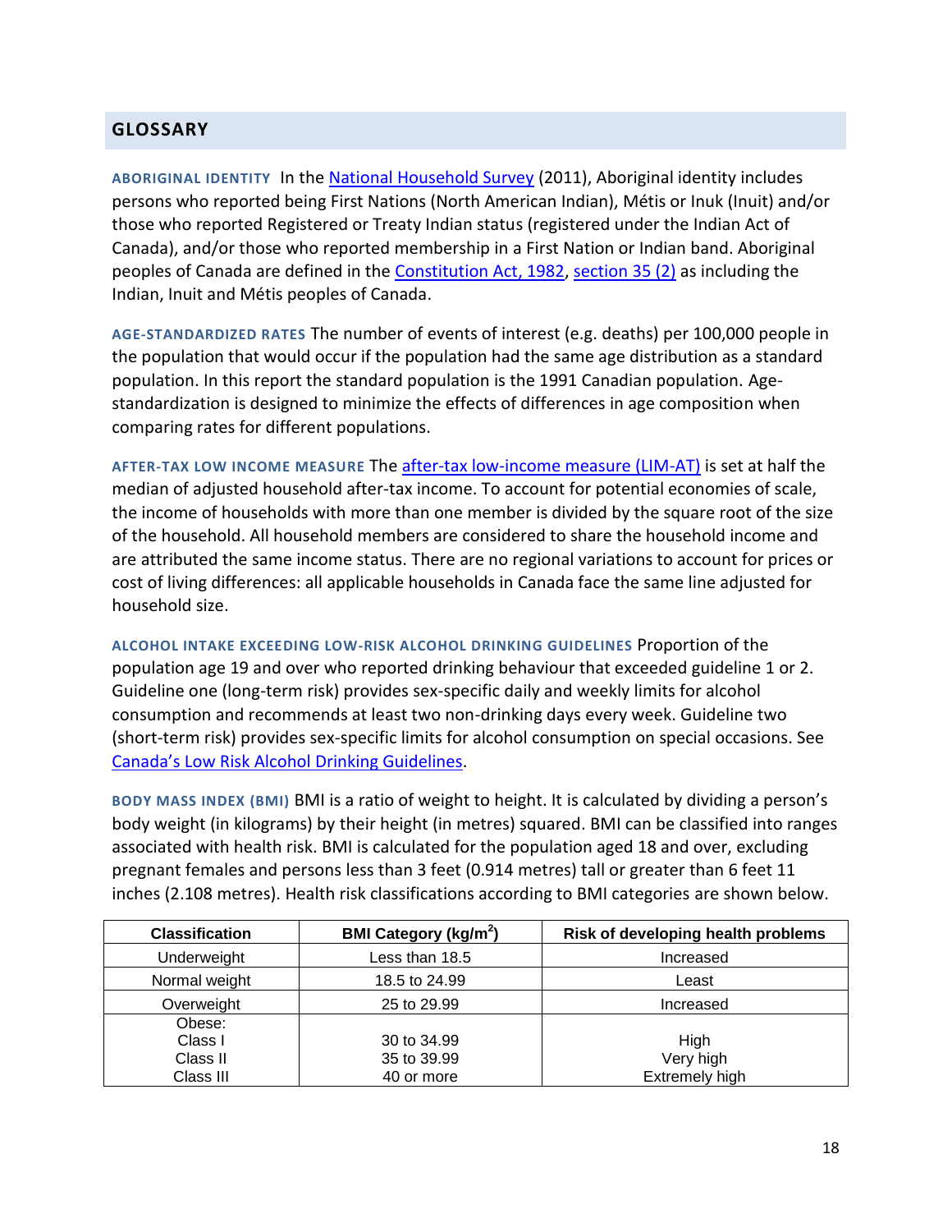## GLOSSARY

**ABORIGINAL IDENTITY** In the National Household Survey (2011), Aboriginal identity includes persons who reported being First Nations (North American Indian), Métis or Inuk (Inuit) and/or those who reported Registered or Treaty Indian status (registered under the Indian Act of Canada), and/or those who reported membership in a First Nation or Indian band. Aboriginal peoples of Canada are defined in the Constitution Act, 1982, section 35 (2) as including the Indian, Inuit and Métis peoples of Canada.

**AGE-STANDARDIZED RATES** The number of events of interest (e.g. deaths) per 100,000 people in the population that would occur if the population had the same age distribution as a standard population. In this report the standard population is the 1991 Canadian population. Age-standardization is designed to minimize the effects of differences in age composition when comparing rates for different populations.

**AFTER-TAX LOW INCOME MEASURE** The after-tax low-income measure (LIM-AT) is set at half the median of adjusted household after-tax income. To account for potential economies of scale, the income of households with more than one member is divided by the square root of the size of the household. All household members are considered to share the household income and are attributed the same income status. There are no regional variations to account for prices or cost of living differences: all applicable households in Canada face the same line adjusted for household size.

**ALCOHOL INTAKE EXCEEDING LOW-RISK ALCOHOL DRINKING GUIDELINES** Proportion of the population age 19 and over who reported drinking behaviour that exceeded guideline 1 or 2. Guideline one (long-term risk) provides sex-specific daily and weekly limits for alcohol consumption and recommends at least two non-drinking days every week. Guideline two (short-term risk) provides sex-specific limits for alcohol consumption on special occasions. See Canada's Low Risk Alcohol Drinking Guidelines.

**BODY MASS INDEX (BMI)** BMI is a ratio of weight to height. It is calculated by dividing a person's body weight (in kilograms) by their height (in metres) squared. BMI can be classified into ranges associated with health risk. BMI is calculated for the population aged 18 and over, excluding pregnant females and persons less than 3 feet (0.914 metres) tall or greater than 6 feet 11 inches (2.108 metres). Health risk classifications according to BMI categories are shown below.

| Classification | BMI Category (kg/m$^2$) | Risk of developing health problems |
|---|---|---|
| Underweight | Less than 18.5 | Increased |
| Normal weight | 18.5 to 24.99 | Least |
| Overweight | 25 to 29.99 | Increased |
| Obese: | | |
| Class I | 30 to 34.99 | High |
| Class II | 35 to 39.99 | Very high |
| Class III | 40 or more | Extremely high |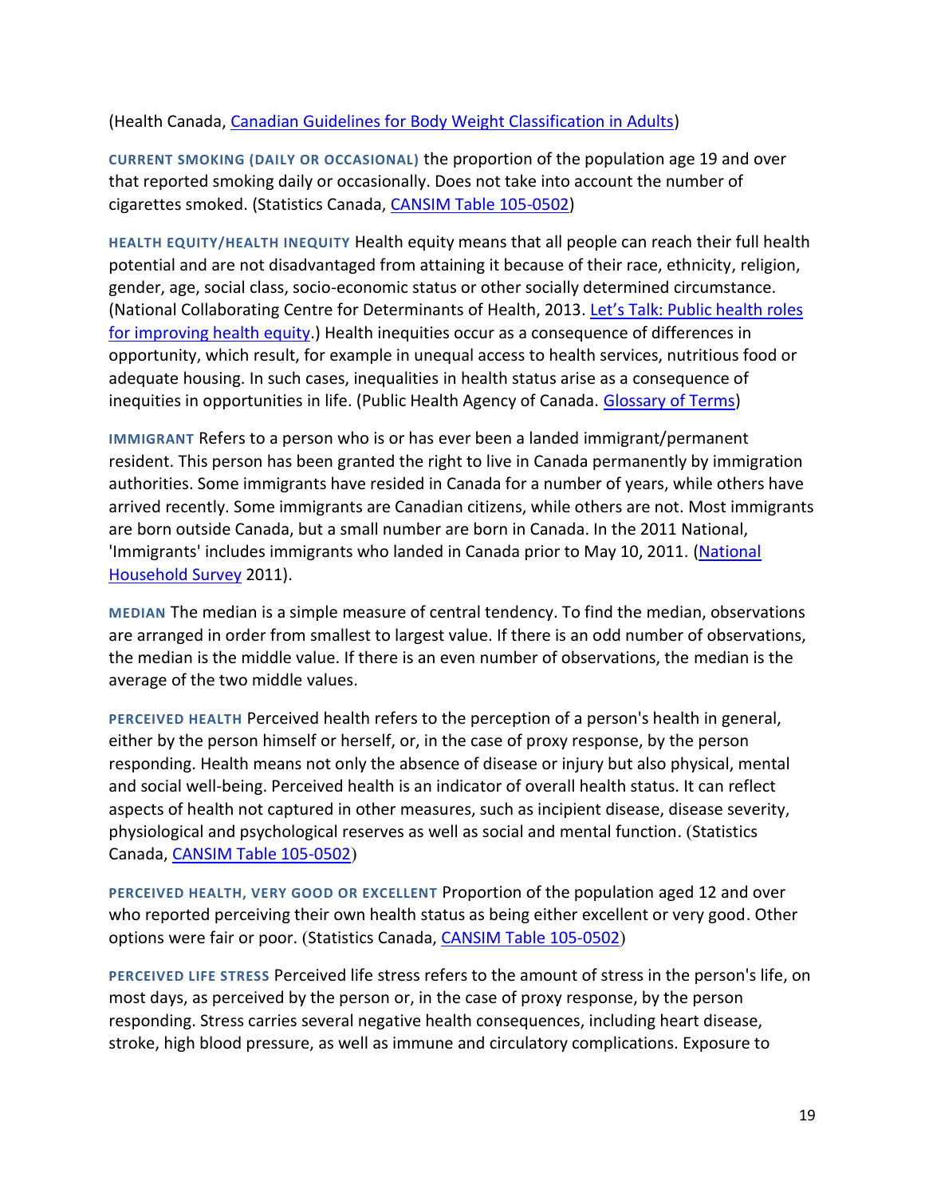(Health Canada, [Canadian Guidelines for Body Weight Classification in Adults](#))

**CURRENT SMOKING (DAILY OR OCCASIONAL)** the proportion of the population age 19 and over that reported smoking daily or occasionally. Does not take into account the number of cigarettes smoked. (Statistics Canada, [CANSIM Table 105-0502](#))

**HEALTH EQUITY/HEALTH INEQUITY** Health equity means that all people can reach their full health potential and are not disadvantaged from attaining it because of their race, ethnicity, religion, gender, age, social class, socio-economic status or other socially determined circumstance. (National Collaborating Centre for Determinants of Health, 2013. [Let's Talk: Public health roles for improving health equity](#).) Health inequities occur as a consequence of differences in opportunity, which result, for example in unequal access to health services, nutritious food or adequate housing. In such cases, inequalities in health status arise as a consequence of inequities in opportunities in life. (Public Health Agency of Canada. [Glossary of Terms](#))

**IMMIGRANT** Refers to a person who is or has ever been a landed immigrant/permanent resident. This person has been granted the right to live in Canada permanently by immigration authorities. Some immigrants have resided in Canada for a number of years, while others have arrived recently. Some immigrants are Canadian citizens, while others are not. Most immigrants are born outside Canada, but a small number are born in Canada. In the 2011 National, 'Immigrants' includes immigrants who landed in Canada prior to May 10, 2011. ([National Household Survey](#) 2011).

**MEDIAN** The median is a simple measure of central tendency. To find the median, observations are arranged in order from smallest to largest value. If there is an odd number of observations, the median is the middle value. If there is an even number of observations, the median is the average of the two middle values.

**PERCEIVED HEALTH** Perceived health refers to the perception of a person's health in general, either by the person himself or herself, or, in the case of proxy response, by the person responding. Health means not only the absence of disease or injury but also physical, mental and social well-being. Perceived health is an indicator of overall health status. It can reflect aspects of health not captured in other measures, such as incipient disease, disease severity, physiological and psychological reserves as well as social and mental function. (Statistics Canada, [CANSIM Table 105-0502](#))

**PERCEIVED HEALTH, VERY GOOD OR EXCELLENT** Proportion of the population aged 12 and over who reported perceiving their own health status as being either excellent or very good. Other options were fair or poor. (Statistics Canada, [CANSIM Table 105-0502](#))

**PERCEIVED LIFE STRESS** Perceived life stress refers to the amount of stress in the person's life, on most days, as perceived by the person or, in the case of proxy response, by the person responding. Stress carries several negative health consequences, including heart disease, stroke, high blood pressure, as well as immune and circulatory complications. Exposure to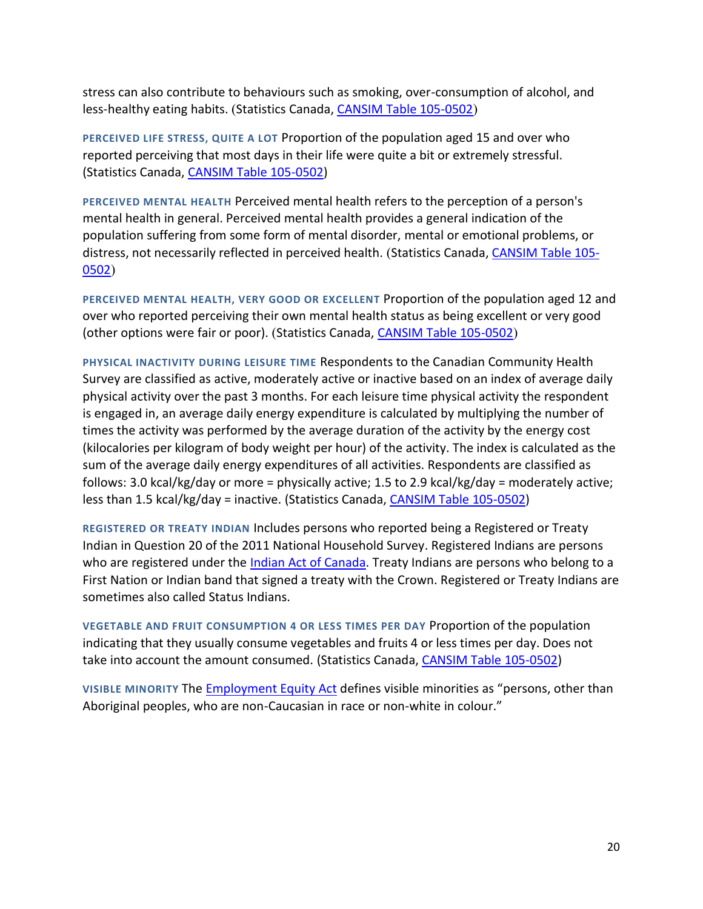stress can also contribute to behaviours such as smoking, over-consumption of alcohol, and less-healthy eating habits. (Statistics Canada, [CANSIM Table 105-0502](#))

**PERCEIVED LIFE STRESS, QUITE A LOT** Proportion of the population aged 15 and over who reported perceiving that most days in their life were quite a bit or extremely stressful. (Statistics Canada, [CANSIM Table 105-0502](#))

**PERCEIVED MENTAL HEALTH** Perceived mental health refers to the perception of a person's mental health in general. Perceived mental health provides a general indication of the population suffering from some form of mental disorder, mental or emotional problems, or distress, not necessarily reflected in perceived health. (Statistics Canada, [CANSIM Table 105-0502](#))

**PERCEIVED MENTAL HEALTH, VERY GOOD OR EXCELLENT** Proportion of the population aged 12 and over who reported perceiving their own mental health status as being excellent or very good (other options were fair or poor). (Statistics Canada, [CANSIM Table 105-0502](#))

**PHYSICAL INACTIVITY DURING LEISURE TIME** Respondents to the Canadian Community Health Survey are classified as active, moderately active or inactive based on an index of average daily physical activity over the past 3 months. For each leisure time physical activity the respondent is engaged in, an average daily energy expenditure is calculated by multiplying the number of times the activity was performed by the average duration of the activity by the energy cost (kilocalories per kilogram of body weight per hour) of the activity. The index is calculated as the sum of the average daily energy expenditures of all activities. Respondents are classified as follows: 3.0 kcal/kg/day or more = physically active; 1.5 to 2.9 kcal/kg/day = moderately active; less than 1.5 kcal/kg/day = inactive. (Statistics Canada, [CANSIM Table 105-0502](#))

**REGISTERED OR TREATY INDIAN** Includes persons who reported being a Registered or Treaty Indian in Question 20 of the 2011 National Household Survey. Registered Indians are persons who are registered under the [Indian Act of Canada](#). Treaty Indians are persons who belong to a First Nation or Indian band that signed a treaty with the Crown. Registered or Treaty Indians are sometimes also called Status Indians.

**VEGETABLE AND FRUIT CONSUMPTION 4 OR LESS TIMES PER DAY** Proportion of the population indicating that they usually consume vegetables and fruits 4 or less times per day. Does not take into account the amount consumed. (Statistics Canada, [CANSIM Table 105-0502](#))

**VISIBLE MINORITY** The [Employment Equity Act](#) defines visible minorities as "persons, other than Aboriginal peoples, who are non-Caucasian in race or non-white in colour."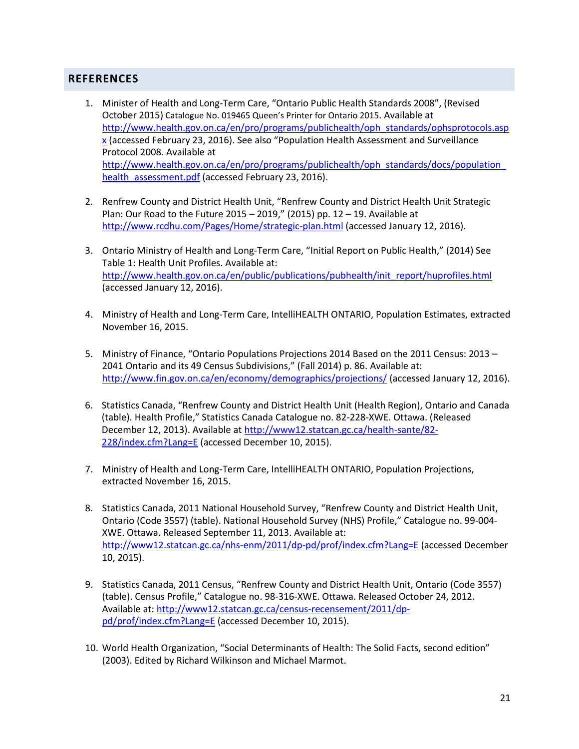## REFERENCES

1. Minister of Health and Long-Term Care, "Ontario Public Health Standards 2008", (Revised October 2015) Catalogue No. 019465 Queen's Printer for Ontario 2015. Available at http://www.health.gov.on.ca/en/pro/programs/publichealth/oph_standards/ophsprotocols.aspx (accessed February 23, 2016). See also "Population Health Assessment and Surveillance Protocol 2008. Available at http://www.health.gov.on.ca/en/pro/programs/publichealth/oph_standards/docs/population_health_assessment.pdf (accessed February 23, 2016).

2. Renfrew County and District Health Unit, "Renfrew County and District Health Unit Strategic Plan: Our Road to the Future 2015 – 2019," (2015) pp. 12 – 19. Available at http://www.rcdhu.com/Pages/Home/strategic-plan.html (accessed January 12, 2016).

3. Ontario Ministry of Health and Long-Term Care, "Initial Report on Public Health," (2014) See Table 1: Health Unit Profiles. Available at: http://www.health.gov.on.ca/en/public/publications/pubhealth/init_report/huprofiles.html (accessed January 12, 2016).

4. Ministry of Health and Long-Term Care, IntelliHEALTH ONTARIO, Population Estimates, extracted November 16, 2015.

5. Ministry of Finance, "Ontario Populations Projections 2014 Based on the 2011 Census: 2013 – 2041 Ontario and its 49 Census Subdivisions," (Fall 2014) p. 86. Available at: http://www.fin.gov.on.ca/en/economy/demographics/projections/ (accessed January 12, 2016).

6. Statistics Canada, "Renfrew County and District Health Unit (Health Region), Ontario and Canada (table). Health Profile," Statistics Canada Catalogue no. 82-228-XWE. Ottawa. (Released December 12, 2013). Available at http://www12.statcan.gc.ca/health-sante/82-228/index.cfm?Lang=E (accessed December 10, 2015).

7. Ministry of Health and Long-Term Care, IntelliHEALTH ONTARIO, Population Projections, extracted November 16, 2015.

8. Statistics Canada, 2011 National Household Survey, "Renfrew County and District Health Unit, Ontario (Code 3557) (table). National Household Survey (NHS) Profile," Catalogue no. 99-004-XWE. Ottawa. Released September 11, 2013. Available at: http://www12.statcan.gc.ca/nhs-enm/2011/dp-pd/prof/index.cfm?Lang=E (accessed December 10, 2015).

9. Statistics Canada, 2011 Census, "Renfrew County and District Health Unit, Ontario (Code 3557) (table). Census Profile," Catalogue no. 98-316-XWE. Ottawa. Released October 24, 2012. Available at: http://www12.statcan.gc.ca/census-recensement/2011/dp-pd/prof/index.cfm?Lang=E (accessed December 10, 2015).

10. World Health Organization, "Social Determinants of Health: The Solid Facts, second edition" (2003). Edited by Richard Wilkinson and Michael Marmot.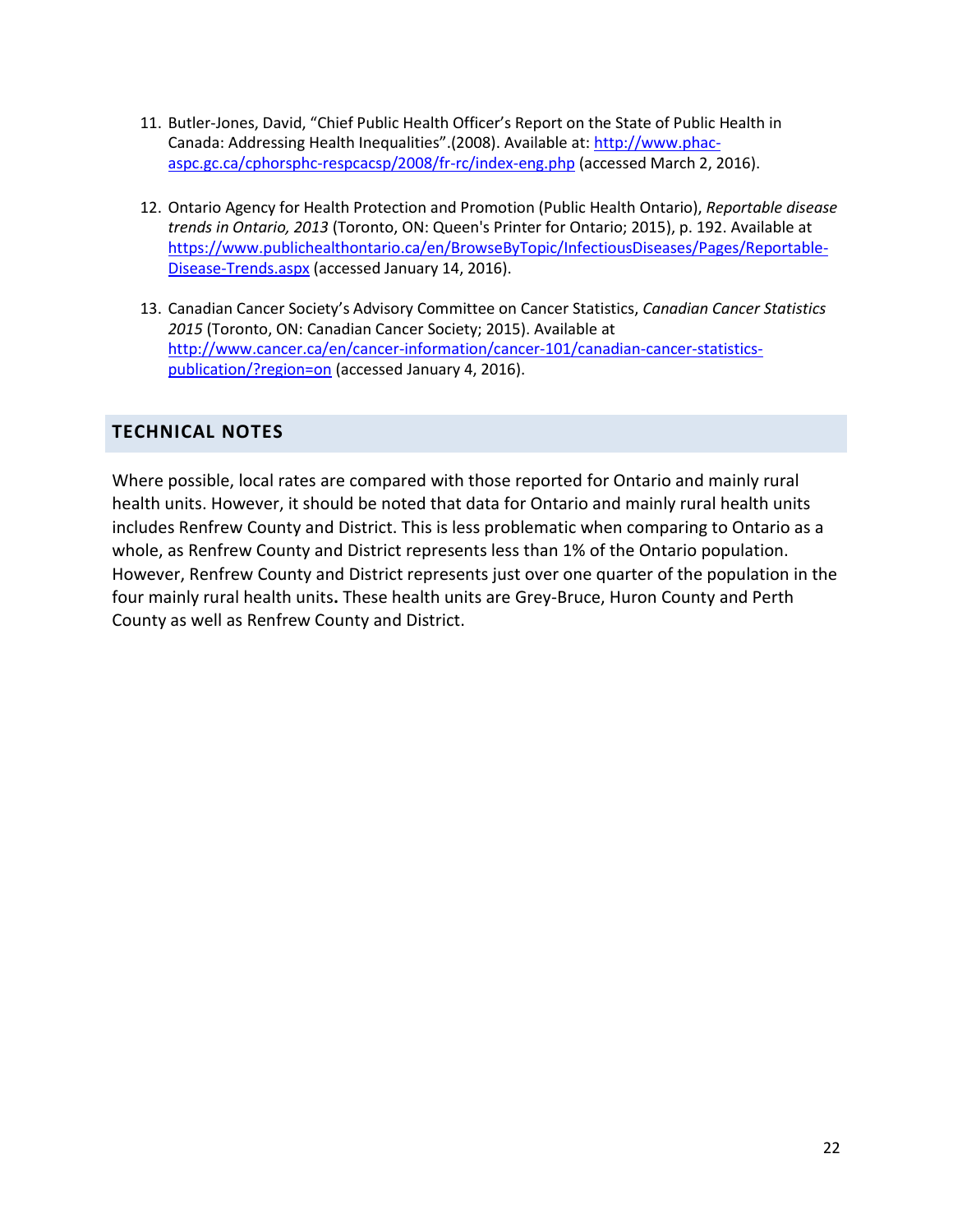11. Butler-Jones, David, “Chief Public Health Officer’s Report on the State of Public Health in Canada: Addressing Health Inequalities”.(2008). Available at: [http://www.phac-aspc.gc.ca/cphorsphc-respcacsp/2008/fr-rc/index-eng.php](http://www.phac-aspc.gc.ca/cphorsphc-respcacsp/2008/fr-rc/index-eng.php) (accessed March 2, 2016).

12. Ontario Agency for Health Protection and Promotion (Public Health Ontario), *Reportable disease trends in Ontario, 2013* (Toronto, ON: Queen's Printer for Ontario; 2015), p. 192. Available at [https://www.publichealthontario.ca/en/BrowseByTopic/InfectiousDiseases/Pages/Reportable-Disease-Trends.aspx](https://www.publichealthontario.ca/en/BrowseByTopic/InfectiousDiseases/Pages/Reportable-Disease-Trends.aspx) (accessed January 14, 2016).

13. Canadian Cancer Society’s Advisory Committee on Cancer Statistics, *Canadian Cancer Statistics 2015* (Toronto, ON: Canadian Cancer Society; 2015). Available at [http://www.cancer.ca/en/cancer-information/cancer-101/canadian-cancer-statistics-publication/?region=on](http://www.cancer.ca/en/cancer-information/cancer-101/canadian-cancer-statistics-publication/?region=on) (accessed January 4, 2016).

## TECHNICAL NOTES

Where possible, local rates are compared with those reported for Ontario and mainly rural health units. However, it should be noted that data for Ontario and mainly rural health units includes Renfrew County and District. This is less problematic when comparing to Ontario as a whole, as Renfrew County and District represents less than 1% of the Ontario population. However, Renfrew County and District represents just over one quarter of the population in the four mainly rural health units**.** These health units are Grey-Bruce, Huron County and Perth County as well as Renfrew County and District.